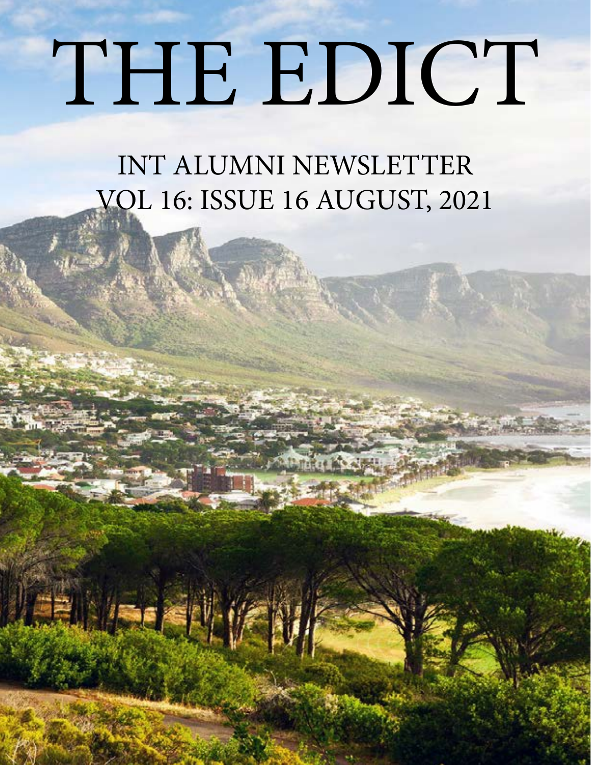# THE EDICT

## INT ALUMNI NEWSLETTER
## VOL 16: ISSUE 16 AUGUST, 2021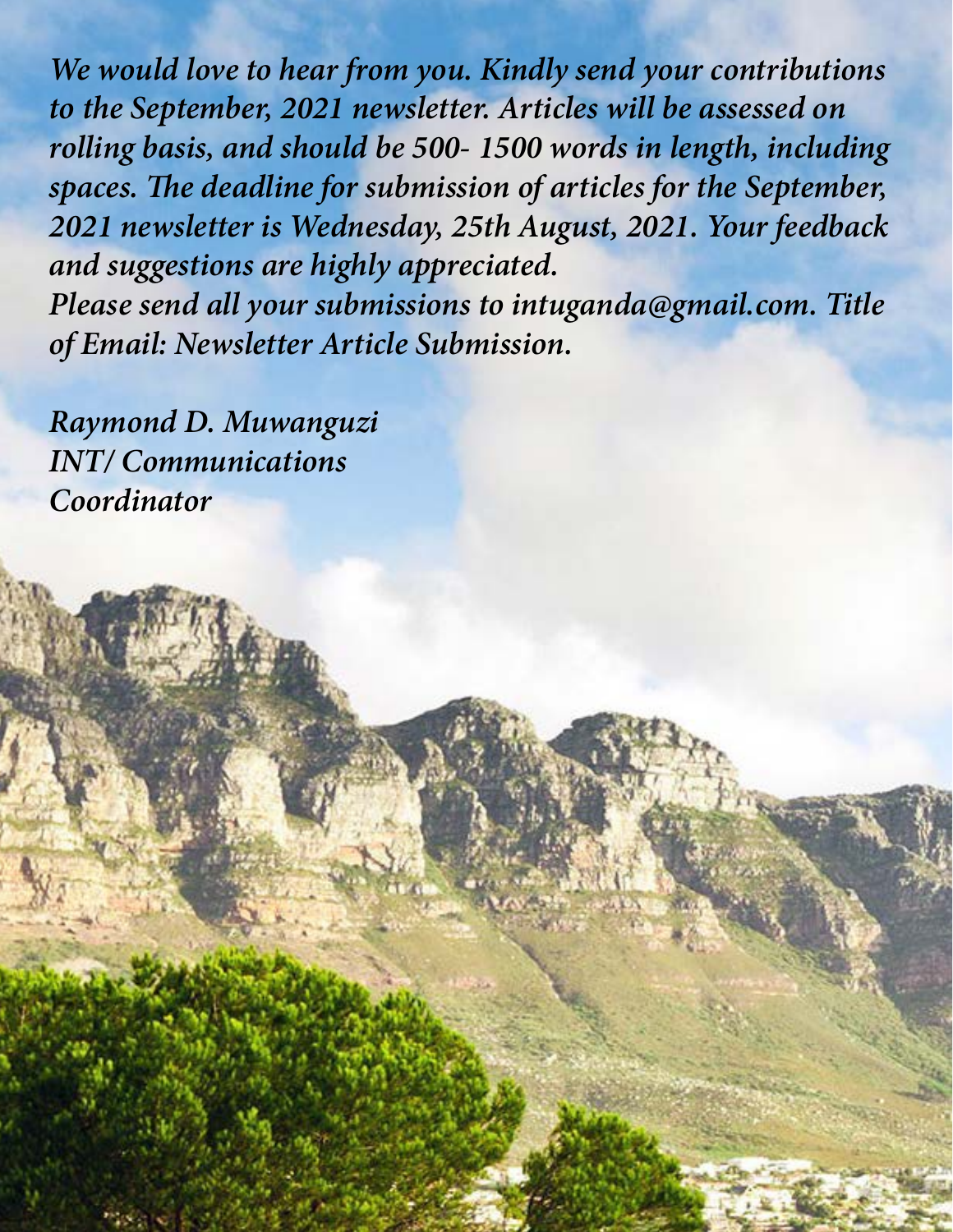*We would love to hear from you. Kindly send your contributions to the September, 2021 newsletter. Articles will be assessed on rolling basis, and should be 500- 1500 words in length, including spaces. The deadline for submission of articles for the September, 2021 newsletter is Wednesday, 25th August, 2021. Your feedback and suggestions are highly appreciated.*
*Please send all your submissions to intuganda@gmail.com. Title of Email: Newsletter Article Submission.*

*Raymond D. Muwanguzi*
*INT/ Communications*
*Coordinator*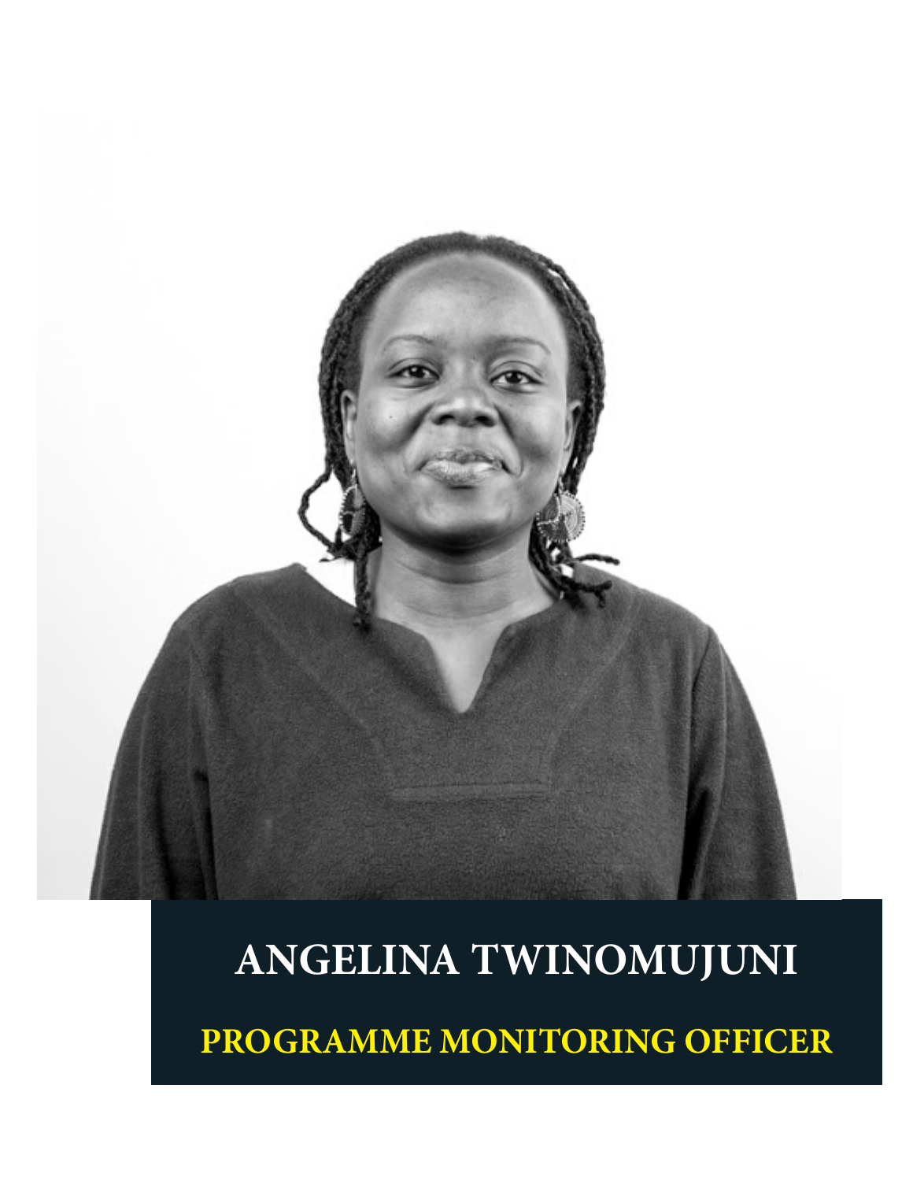**ANGELINA TWINOMUJUNI**

**PROGRAMME MONITORING OFFICER**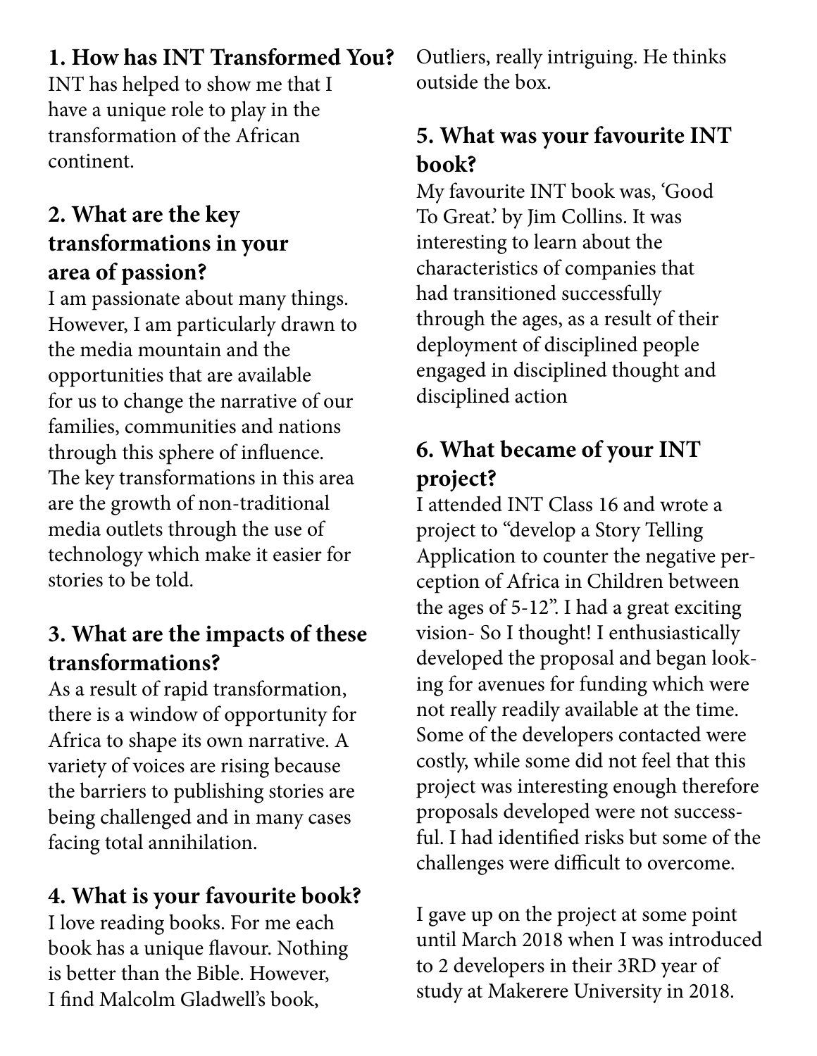## 1. How has INT Transformed You?

INT has helped to show me that I have a unique role to play in the transformation of the African continent.

## 2. What are the key transformations in your area of passion?

I am passionate about many things. However, I am particularly drawn to the media mountain and the opportunities that are available for us to change the narrative of our families, communities and nations through this sphere of influence. The key transformations in this area are the growth of non-traditional media outlets through the use of technology which make it easier for stories to be told.

## 3. What are the impacts of these transformations?

As a result of rapid transformation, there is a window of opportunity for Africa to shape its own narrative. A variety of voices are rising because the barriers to publishing stories are being challenged and in many cases facing total annihilation.

## 4. What is your favourite book?

I love reading books. For me each book has a unique flavour. Nothing is better than the Bible. However, I find Malcolm Gladwell's book, Outliers, really intriguing. He thinks outside the box.

## 5. What was your favourite INT book?

My favourite INT book was, 'Good To Great.' by Jim Collins. It was interesting to learn about the characteristics of companies that had transitioned successfully through the ages, as a result of their deployment of disciplined people engaged in disciplined thought and disciplined action

## 6. What became of your INT project?

I attended INT Class 16 and wrote a project to "develop a Story Telling Application to counter the negative perception of Africa in Children between the ages of 5-12". I had a great exciting vision- So I thought! I enthusiastically developed the proposal and began looking for avenues for funding which were not really readily available at the time. Some of the developers contacted were costly, while some did not feel that this project was interesting enough therefore proposals developed were not successful. I had identified risks but some of the challenges were difficult to overcome.

I gave up on the project at some point until March 2018 when I was introduced to 2 developers in their 3RD year of study at Makerere University in 2018.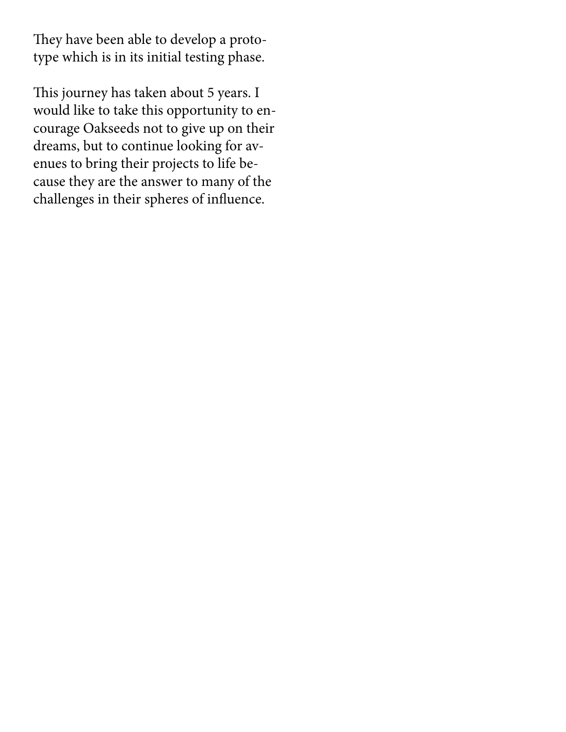They have been able to develop a prototype which is in its initial testing phase.

This journey has taken about 5 years. I would like to take this opportunity to encourage Oakseeds not to give up on their dreams, but to continue looking for avenues to bring their projects to life because they are the answer to many of the challenges in their spheres of influence.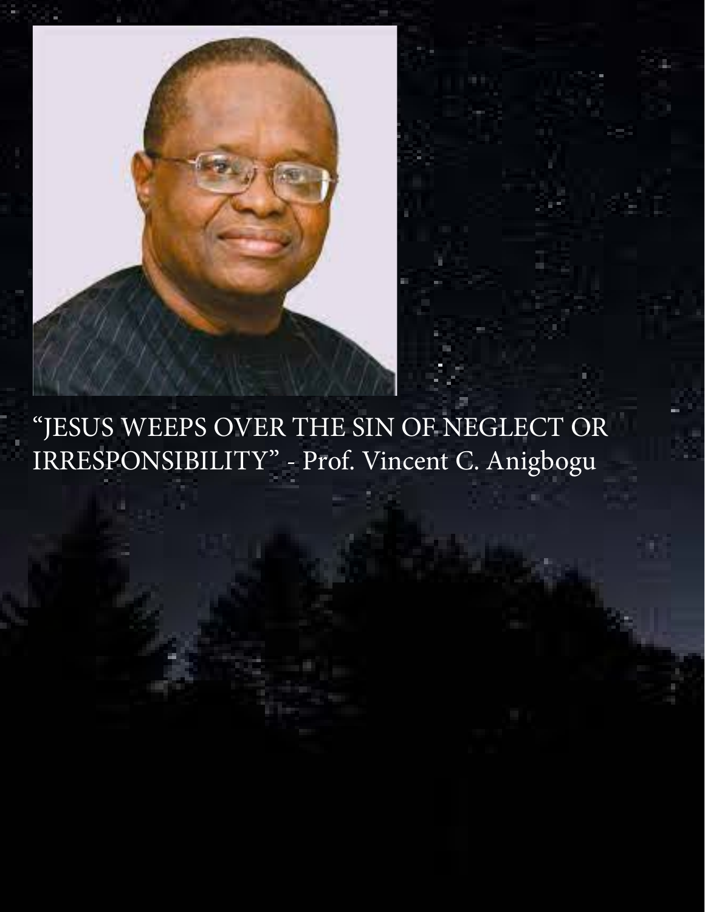"JESUS WEEPS OVER THE SIN OF NEGLECT OR IRRESPONSIBILITY" - Prof. Vincent C. Anigbogu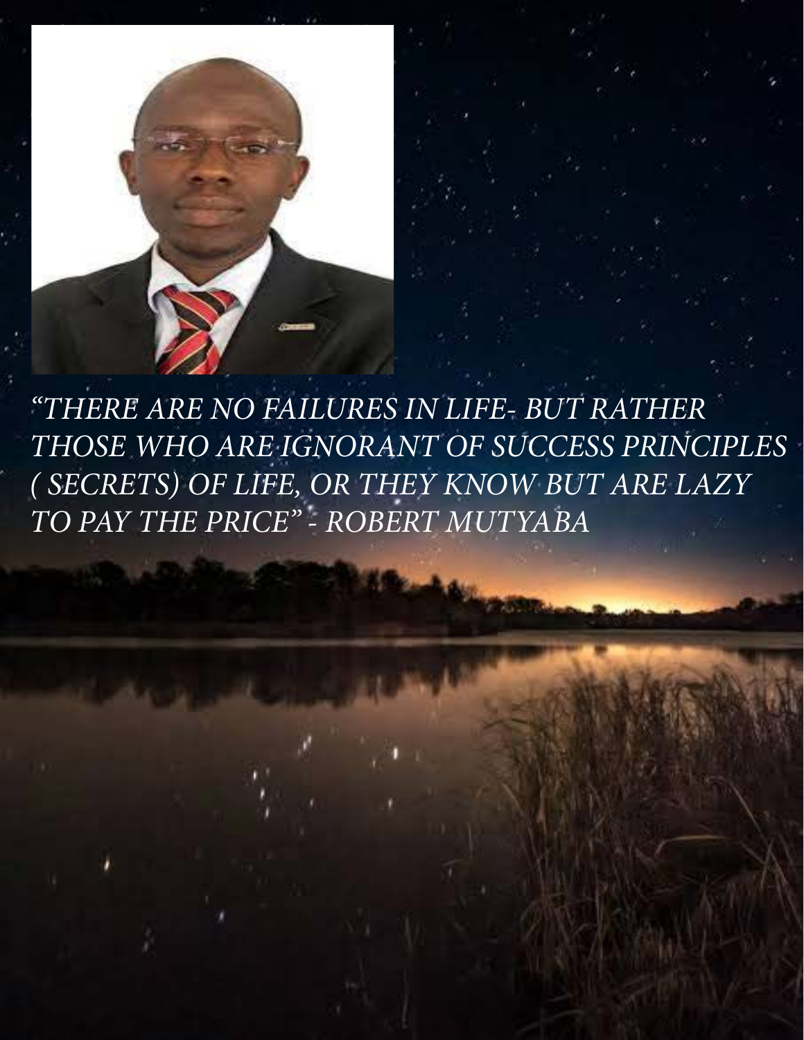*"THERE ARE NO FAILURES IN LIFE- BUT RATHER THOSE WHO ARE IGNORANT OF SUCCESS PRINCIPLES ( SECRETS) OF LIFE, OR THEY KNOW BUT ARE LAZY TO PAY THE PRICE" - ROBERT MUTYABA*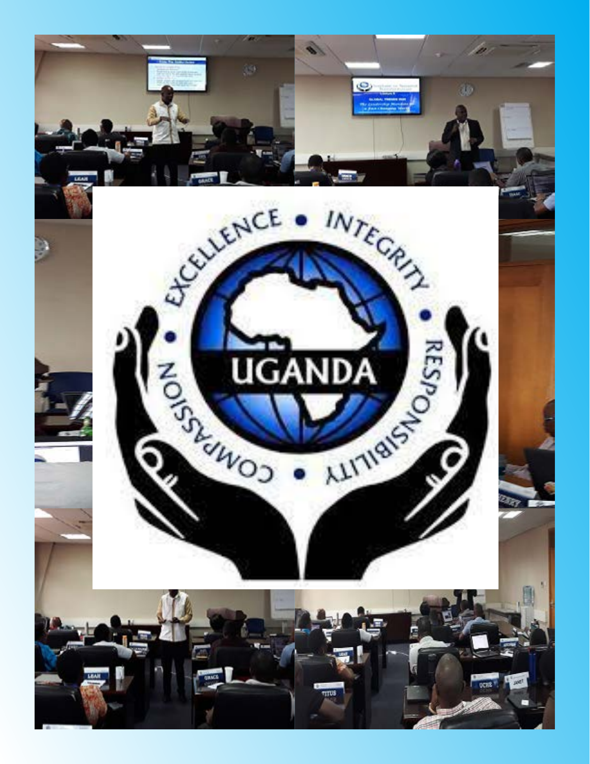EXCELLENCE • INTEGRITY • RESPONSIBILITY • COMPASSION

UGANDA